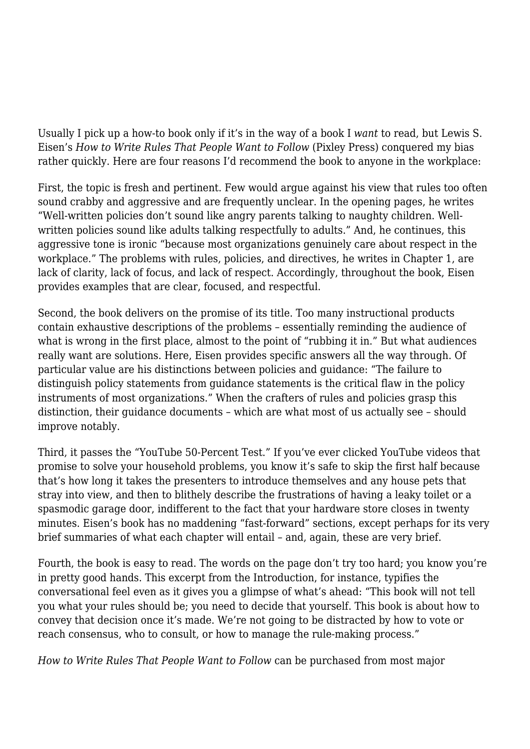Usually I pick up a how-to book only if it's in the way of a book I *want* to read, but Lewis S. Eisen's *How to Write Rules That People Want to Follow* (Pixley Press) conquered my bias rather quickly. Here are four reasons I'd recommend the book to anyone in the workplace:

First, the topic is fresh and pertinent. Few would argue against his view that rules too often sound crabby and aggressive and are frequently unclear. In the opening pages, he writes "Well-written policies don't sound like angry parents talking to naughty children. Well-written policies sound like adults talking respectfully to adults." And, he continues, this aggressive tone is ironic "because most organizations genuinely care about respect in the workplace." The problems with rules, policies, and directives, he writes in Chapter 1, are lack of clarity, lack of focus, and lack of respect. Accordingly, throughout the book, Eisen provides examples that are clear, focused, and respectful.

Second, the book delivers on the promise of its title. Too many instructional products contain exhaustive descriptions of the problems – essentially reminding the audience of what is wrong in the first place, almost to the point of "rubbing it in." But what audiences really want are solutions. Here, Eisen provides specific answers all the way through. Of particular value are his distinctions between policies and guidance: "The failure to distinguish policy statements from guidance statements is the critical flaw in the policy instruments of most organizations." When the crafters of rules and policies grasp this distinction, their guidance documents – which are what most of us actually see – should improve notably.

Third, it passes the "YouTube 50-Percent Test." If you've ever clicked YouTube videos that promise to solve your household problems, you know it's safe to skip the first half because that's how long it takes the presenters to introduce themselves and any house pets that stray into view, and then to blithely describe the frustrations of having a leaky toilet or a spasmodic garage door, indifferent to the fact that your hardware store closes in twenty minutes. Eisen's book has no maddening "fast-forward" sections, except perhaps for its very brief summaries of what each chapter will entail – and, again, these are very brief.

Fourth, the book is easy to read. The words on the page don't try too hard; you know you're in pretty good hands. This excerpt from the Introduction, for instance, typifies the conversational feel even as it gives you a glimpse of what's ahead: "This book will not tell you what your rules should be; you need to decide that yourself. This book is about how to convey that decision once it's made. We're not going to be distracted by how to vote or reach consensus, who to consult, or how to manage the rule-making process."

*How to Write Rules That People Want to Follow* can be purchased from most major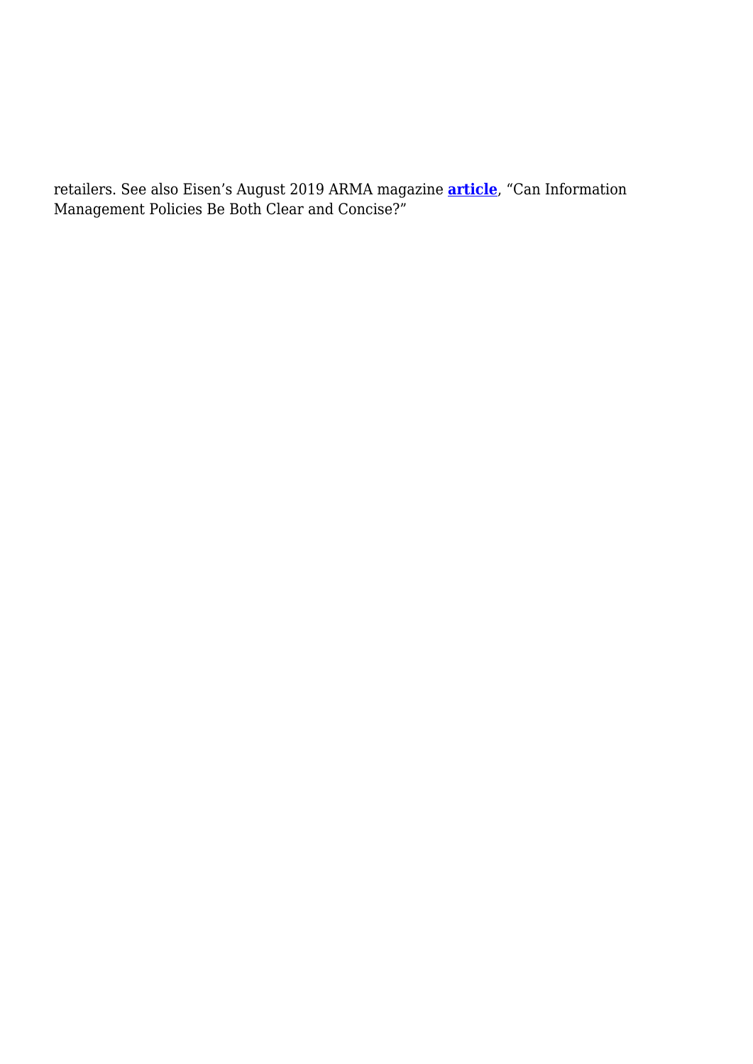retailers. See also Eisen's August 2019 ARMA magazine **article**, "Can Information Management Policies Be Both Clear and Concise?"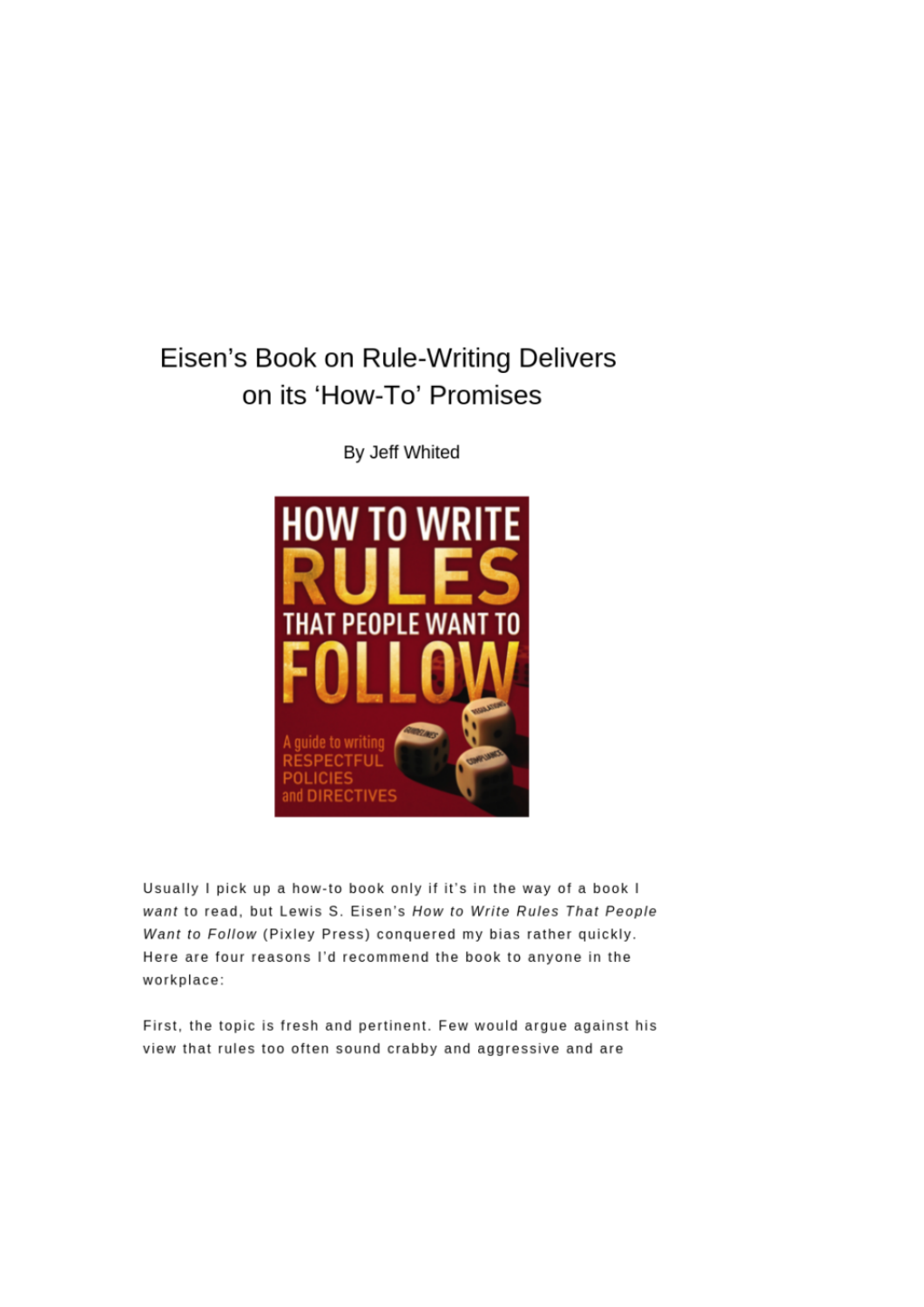# Eisen's Book on Rule-Writing Delivers on its 'How-To' Promises

By Jeff Whited

Usually I pick up a how-to book only if it's in the way of a book I *want* to read, but Lewis S. Eisen's *How to Write Rules That People Want to Follow* (Pixley Press) conquered my bias rather quickly. Here are four reasons I'd recommend the book to anyone in the workplace:

First, the topic is fresh and pertinent. Few would argue against his view that rules too often sound crabby and aggressive and are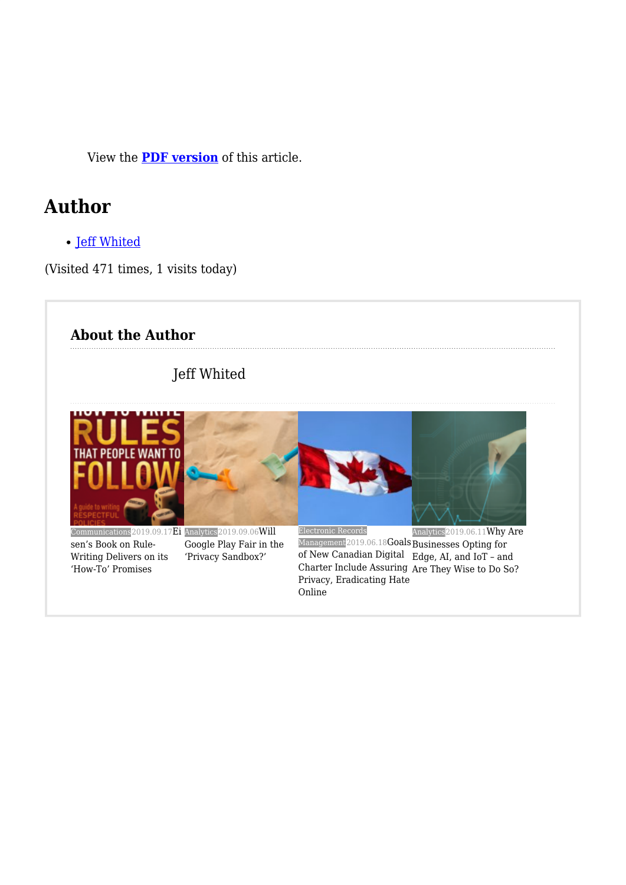View the **PDF version** of this article.

## Author

- Jeff Whited

(Visited 471 times, 1 visits today)

### About the Author

Jeff Whited

Communications 2019.09.17 Eisen's Book on Rule-Writing Delivers on its 'How-To' Promises

Analytics 2019.09.06 Will Google Play Fair in the 'Privacy Sandbox?'

Electronic Records Management 2019.06.18 Goals of New Canadian Digital Charter Include Assuring Privacy, Eradicating Hate Online

Analytics 2019.06.11 Why Are Businesses Opting for Edge, AI, and IoT – and Are They Wise to Do So?